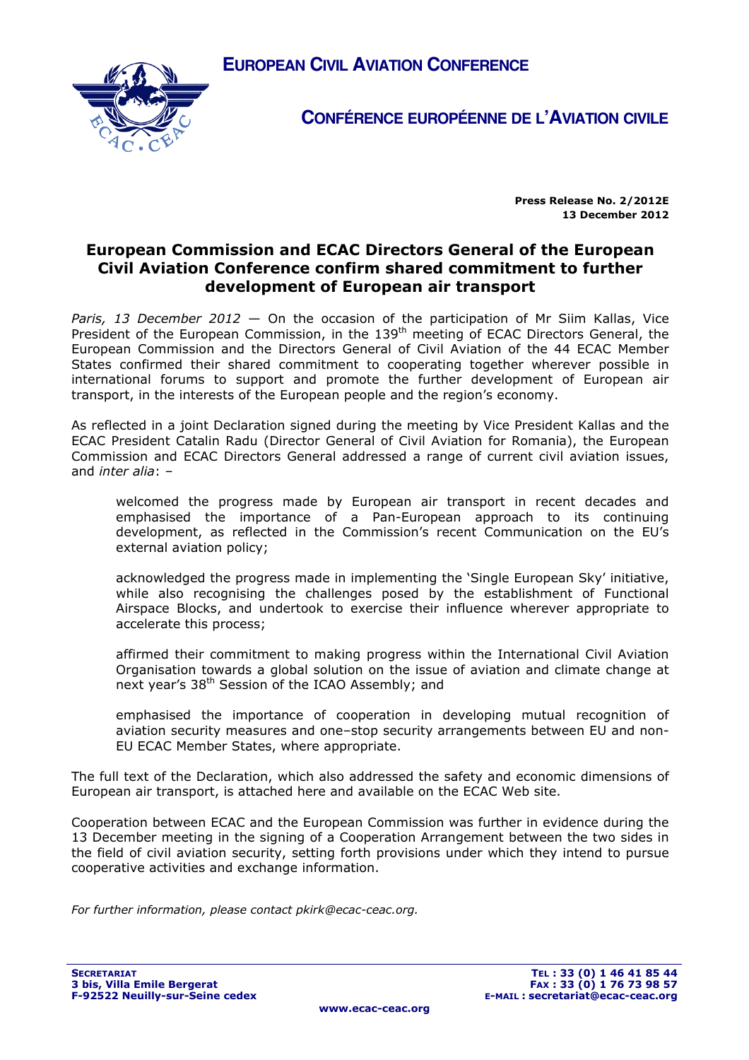**EUROPEAN CIVIL AVIATION CONFERENCE**

**CONFÉRENCE EUROPÉENNE DE L'AVIATION CIVILE**

**Press Release No. 2/2012E**
**13 December 2012**

# European Commission and ECAC Directors General of the European Civil Aviation Conference confirm shared commitment to further development of European air transport

*Paris, 13 December 2012* — On the occasion of the participation of Mr Siim Kallas, Vice President of the European Commission, in the 139th meeting of ECAC Directors General, the European Commission and the Directors General of Civil Aviation of the 44 ECAC Member States confirmed their shared commitment to cooperating together wherever possible in international forums to support and promote the further development of European air transport, in the interests of the European people and the region's economy.

As reflected in a joint Declaration signed during the meeting by Vice President Kallas and the ECAC President Catalin Radu (Director General of Civil Aviation for Romania), the European Commission and ECAC Directors General addressed a range of current civil aviation issues, and *inter alia*: –

> welcomed the progress made by European air transport in recent decades and emphasised the importance of a Pan-European approach to its continuing development, as reflected in the Commission's recent Communication on the EU's external aviation policy;
>
> acknowledged the progress made in implementing the 'Single European Sky' initiative, while also recognising the challenges posed by the establishment of Functional Airspace Blocks, and undertook to exercise their influence wherever appropriate to accelerate this process;
>
> affirmed their commitment to making progress within the International Civil Aviation Organisation towards a global solution on the issue of aviation and climate change at next year's 38th Session of the ICAO Assembly; and
>
> emphasised the importance of cooperation in developing mutual recognition of aviation security measures and one–stop security arrangements between EU and non-EU ECAC Member States, where appropriate.

The full text of the Declaration, which also addressed the safety and economic dimensions of European air transport, is attached here and available on the ECAC Web site.

Cooperation between ECAC and the European Commission was further in evidence during the 13 December meeting in the signing of a Cooperation Arrangement between the two sides in the field of civil aviation security, setting forth provisions under which they intend to pursue cooperative activities and exchange information.

*For further information, please contact pkirk@ecac-ceac.org.*

**SECRETARIAT**
**3 bis, Villa Emile Bergerat**
**F-92522 Neuilly-sur-Seine cedex**

**TEL : 33 (0) 1 46 41 85 44**
**FAX : 33 (0) 1 76 73 98 57**
**E-MAIL : secretariat@ecac-ceac.org**

**www.ecac-ceac.org**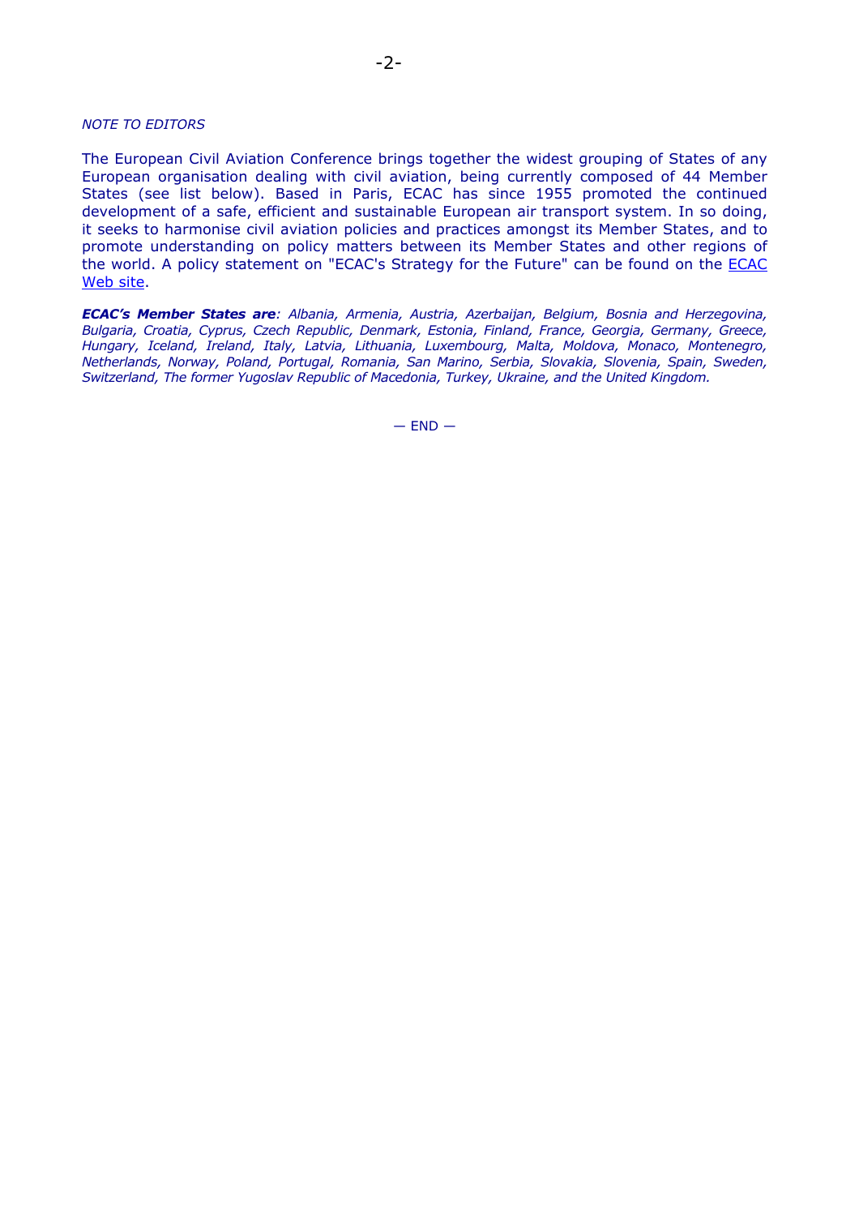*NOTE TO EDITORS*

The European Civil Aviation Conference brings together the widest grouping of States of any European organisation dealing with civil aviation, being currently composed of 44 Member States (see list below). Based in Paris, ECAC has since 1955 promoted the continued development of a safe, efficient and sustainable European air transport system. In so doing, it seeks to harmonise civil aviation policies and practices amongst its Member States, and to promote understanding on policy matters between its Member States and other regions of the world. A policy statement on "ECAC's Strategy for the Future" can be found on the ECAC Web site.

***ECAC's Member States are****: Albania, Armenia, Austria, Azerbaijan, Belgium, Bosnia and Herzegovina, Bulgaria, Croatia, Cyprus, Czech Republic, Denmark, Estonia, Finland, France, Georgia, Germany, Greece, Hungary, Iceland, Ireland, Italy, Latvia, Lithuania, Luxembourg, Malta, Moldova, Monaco, Montenegro, Netherlands, Norway, Poland, Portugal, Romania, San Marino, Serbia, Slovakia, Slovenia, Spain, Sweden, Switzerland, The former Yugoslav Republic of Macedonia, Turkey, Ukraine, and the United Kingdom.*

— END —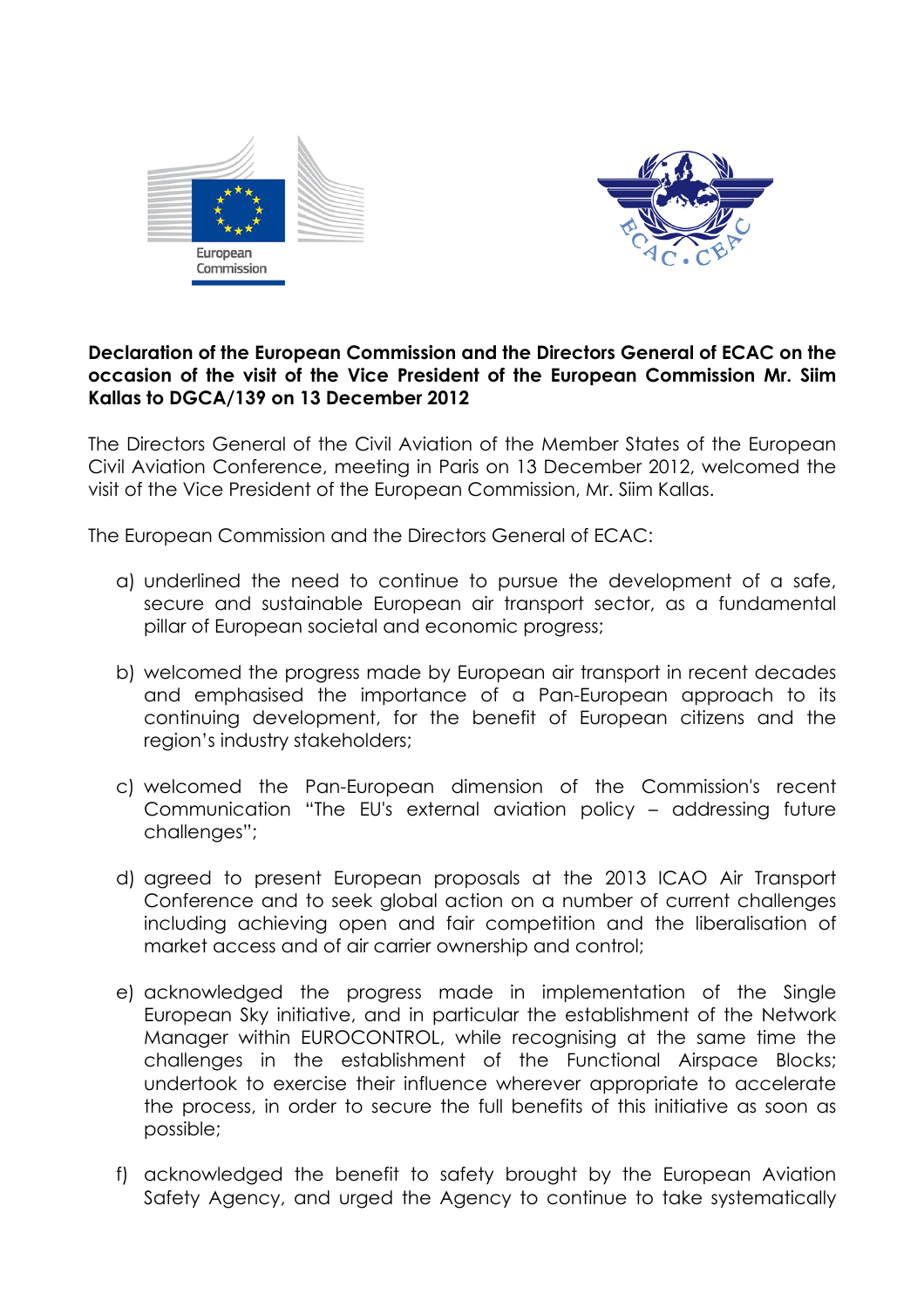**Declaration of the European Commission and the Directors General of ECAC on the occasion of the visit of the Vice President of the European Commission Mr. Siim Kallas to DGCA/139 on 13 December 2012**

The Directors General of the Civil Aviation of the Member States of the European Civil Aviation Conference, meeting in Paris on 13 December 2012, welcomed the visit of the Vice President of the European Commission, Mr. Siim Kallas.

The European Commission and the Directors General of ECAC:

a) underlined the need to continue to pursue the development of a safe, secure and sustainable European air transport sector, as a fundamental pillar of European societal and economic progress;

b) welcomed the progress made by European air transport in recent decades and emphasised the importance of a Pan-European approach to its continuing development, for the benefit of European citizens and the region's industry stakeholders;

c) welcomed the Pan-European dimension of the Commission's recent Communication "The EU's external aviation policy – addressing future challenges";

d) agreed to present European proposals at the 2013 ICAO Air Transport Conference and to seek global action on a number of current challenges including achieving open and fair competition and the liberalisation of market access and of air carrier ownership and control;

e) acknowledged the progress made in implementation of the Single European Sky initiative, and in particular the establishment of the Network Manager within EUROCONTROL, while recognising at the same time the challenges in the establishment of the Functional Airspace Blocks; undertook to exercise their influence wherever appropriate to accelerate the process, in order to secure the full benefits of this initiative as soon as possible;

f) acknowledged the benefit to safety brought by the European Aviation Safety Agency, and urged the Agency to continue to take systematically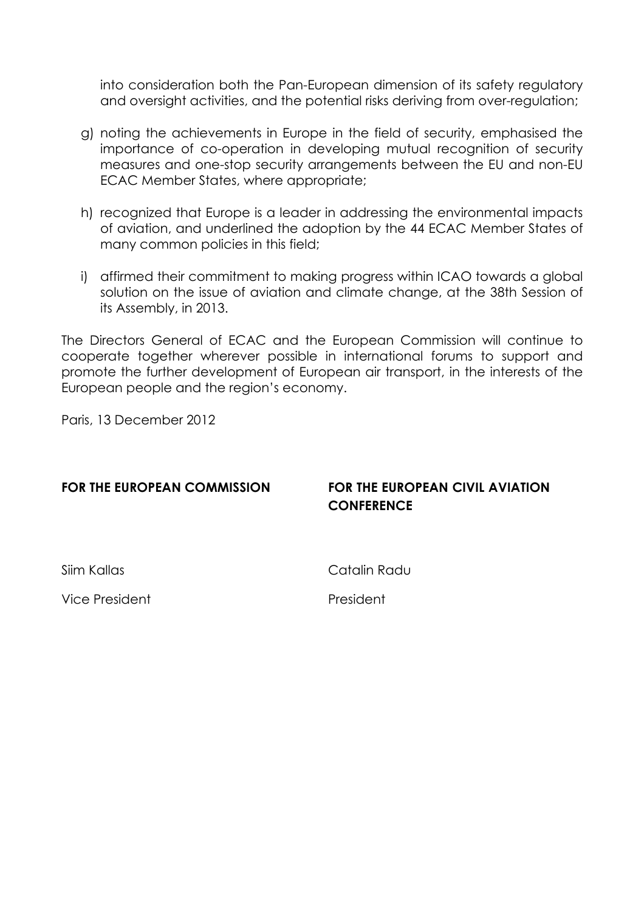into consideration both the Pan-European dimension of its safety regulatory and oversight activities, and the potential risks deriving from over-regulation;

g) noting the achievements in Europe in the field of security, emphasised the importance of co-operation in developing mutual recognition of security measures and one-stop security arrangements between the EU and non-EU ECAC Member States, where appropriate;

h) recognized that Europe is a leader in addressing the environmental impacts of aviation, and underlined the adoption by the 44 ECAC Member States of many common policies in this field;

i) affirmed their commitment to making progress within ICAO towards a global solution on the issue of aviation and climate change, at the 38th Session of its Assembly, in 2013.

The Directors General of ECAC and the European Commission will continue to cooperate together wherever possible in international forums to support and promote the further development of European air transport, in the interests of the European people and the region's economy.

Paris, 13 December 2012

**FOR THE EUROPEAN COMMISSION**

Siim Kallas

Vice President

**FOR THE EUROPEAN CIVIL AVIATION CONFERENCE**

Catalin Radu

President